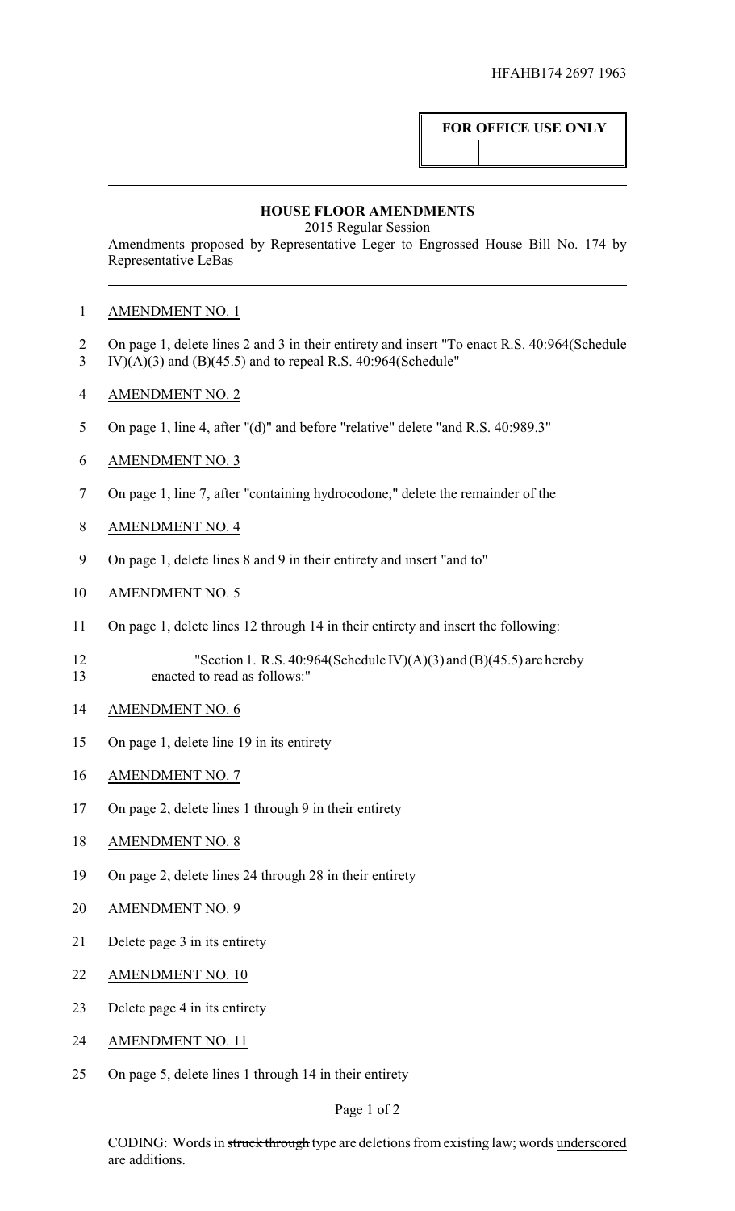HFAHB174 2697 1963

| FOR OFFICE USE ONLY | |
|---|---|
| | |

## HOUSE FLOOR AMENDMENTS

2015 Regular Session

Amendments proposed by Representative Leger to Engrossed House Bill No. 174 by Representative LeBas

1 AMENDMENT NO. 1

2 On page 1, delete lines 2 and 3 in their entirety and insert "To enact R.S. 40:964(Schedule
3 IV)(A)(3) and (B)(45.5) and to repeal R.S. 40:964(Schedule"

4 AMENDMENT NO. 2

5 On page 1, line 4, after "(d)" and before "relative" delete "and R.S. 40:989.3"

6 AMENDMENT NO. 3

7 On page 1, line 7, after "containing hydrocodone;" delete the remainder of the

8 AMENDMENT NO. 4

9 On page 1, delete lines 8 and 9 in their entirety and insert "and to"

10 AMENDMENT NO. 5

11 On page 1, delete lines 12 through 14 in their entirety and insert the following:

12 "Section 1. R.S. 40:964(Schedule IV)(A)(3) and (B)(45.5) are hereby
13 enacted to read as follows:"

14 AMENDMENT NO. 6

15 On page 1, delete line 19 in its entirety

16 AMENDMENT NO. 7

17 On page 2, delete lines 1 through 9 in their entirety

18 AMENDMENT NO. 8

19 On page 2, delete lines 24 through 28 in their entirety

20 AMENDMENT NO. 9

21 Delete page 3 in its entirety

22 AMENDMENT NO. 10

23 Delete page 4 in its entirety

24 AMENDMENT NO. 11

25 On page 5, delete lines 1 through 14 in their entirety

CODING: Words in ~~struck through~~ type are deletions from existing law; words underscored are additions.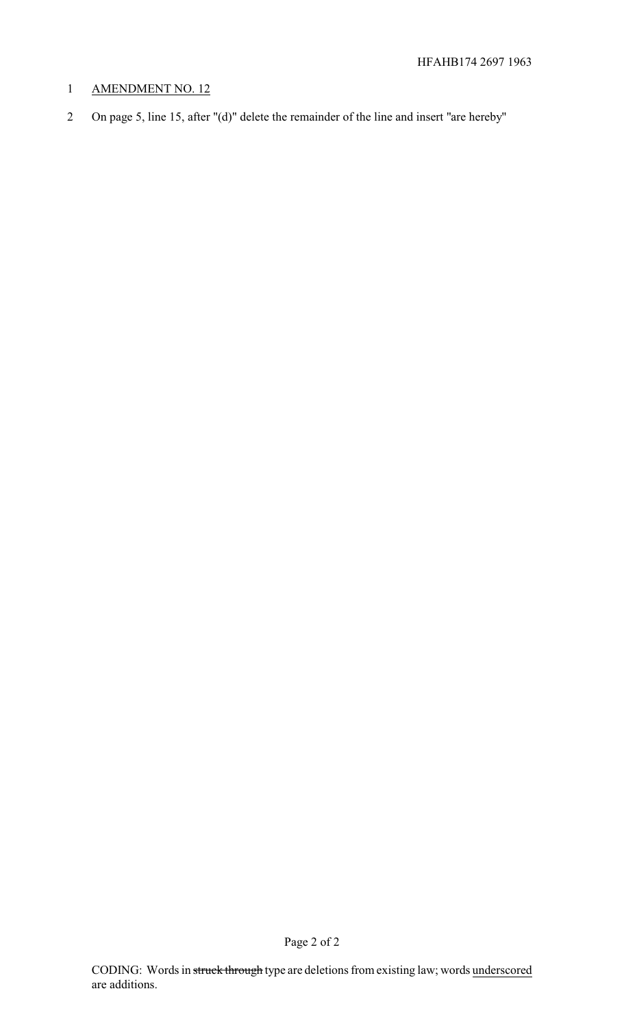1 <u>AMENDMENT NO. 12</u>

2 On page 5, line 15, after "(d)" delete the remainder of the line and insert "are hereby"

CODING: Words in ~~struck through~~ type are deletions from existing law; words <u>underscored</u> are additions.